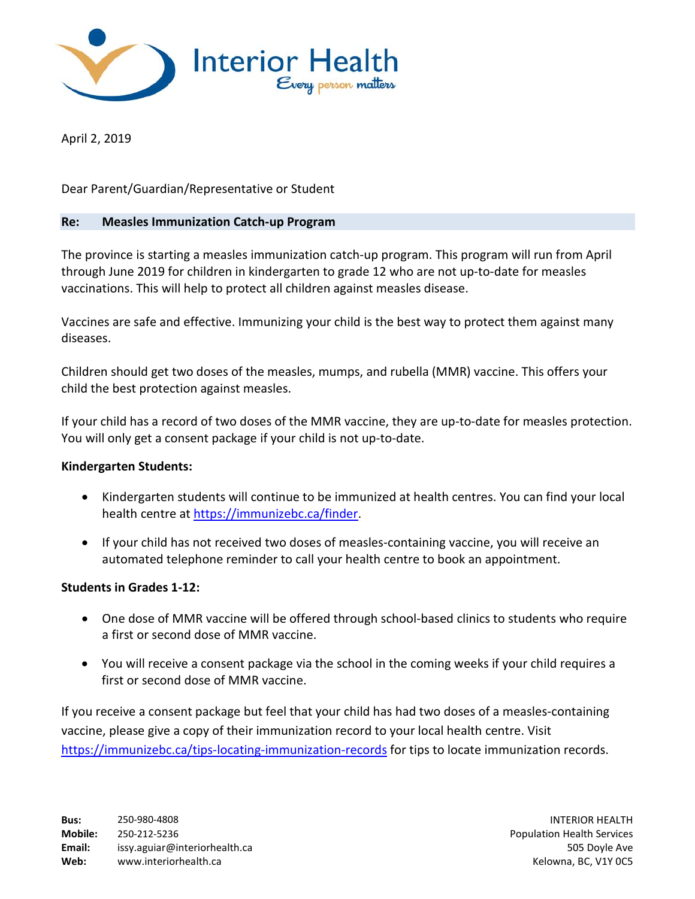Interior Health
*Every person matters*

April 2, 2019

Dear Parent/Guardian/Representative or Student

**Re: Measles Immunization Catch-up Program**

The province is starting a measles immunization catch-up program. This program will run from April through June 2019 for children in kindergarten to grade 12 who are not up-to-date for measles vaccinations. This will help to protect all children against measles disease.

Vaccines are safe and effective. Immunizing your child is the best way to protect them against many diseases.

Children should get two doses of the measles, mumps, and rubella (MMR) vaccine. This offers your child the best protection against measles.

If your child has a record of two doses of the MMR vaccine, they are up-to-date for measles protection. You will only get a consent package if your child is not up-to-date.

**Kindergarten Students:**

- Kindergarten students will continue to be immunized at health centres. You can find your local health centre at https://immunizebc.ca/finder.
- If your child has not received two doses of measles-containing vaccine, you will receive an automated telephone reminder to call your health centre to book an appointment.

**Students in Grades 1-12:**

- One dose of MMR vaccine will be offered through school-based clinics to students who require a first or second dose of MMR vaccine.
- You will receive a consent package via the school in the coming weeks if your child requires a first or second dose of MMR vaccine.

If you receive a consent package but feel that your child has had two doses of a measles-containing vaccine, please give a copy of their immunization record to your local health centre. Visit https://immunizebc.ca/tips-locating-immunization-records for tips to locate immunization records.

**Bus:** 250-980-4808
**Mobile:** 250-212-5236
**Email:** issy.aguiar@interiorhealth.ca
**Web:** www.interiorhealth.ca

INTERIOR HEALTH
Population Health Services
505 Doyle Ave
Kelowna, BC, V1Y 0C5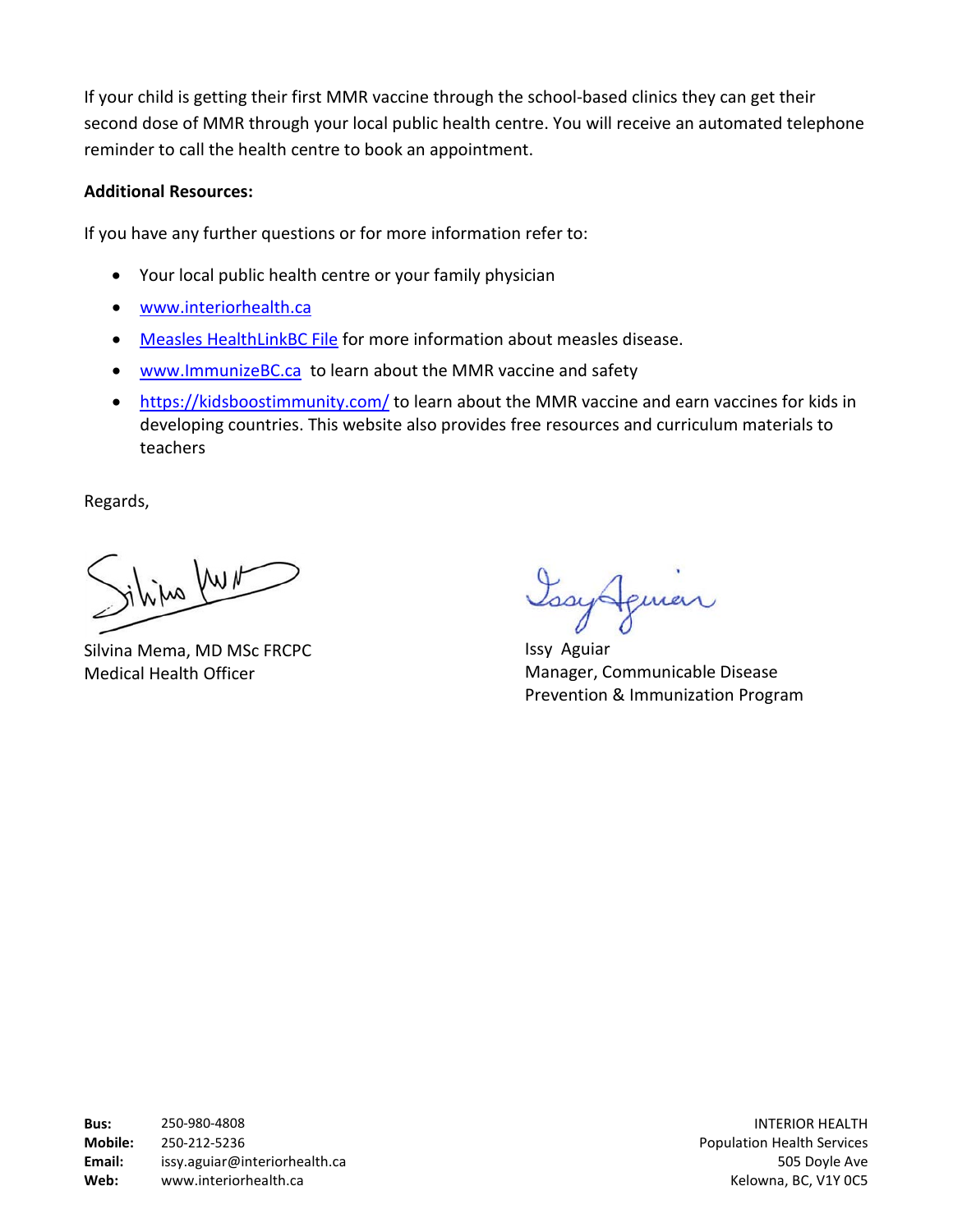If your child is getting their first MMR vaccine through the school-based clinics they can get their second dose of MMR through your local public health centre. You will receive an automated telephone reminder to call the health centre to book an appointment.

**Additional Resources:**

If you have any further questions or for more information refer to:

- Your local public health centre or your family physician
- www.interiorhealth.ca
- Measles HealthLinkBC File for more information about measles disease.
- www.ImmunizeBC.ca to learn about the MMR vaccine and safety
- https://kidsboostimmunity.com/ to learn about the MMR vaccine and earn vaccines for kids in developing countries. This website also provides free resources and curriculum materials to teachers

Regards,

Silvina Mema, MD MSc FRCPC
Medical Health Officer

Issy Aguiar
Manager, Communicable Disease Prevention & Immunization Program

**Bus:** 250-980-4808
**Mobile:** 250-212-5236
**Email:** issy.aguiar@interiorhealth.ca
**Web:** www.interiorhealth.ca

INTERIOR HEALTH
Population Health Services
505 Doyle Ave
Kelowna, BC, V1Y 0C5